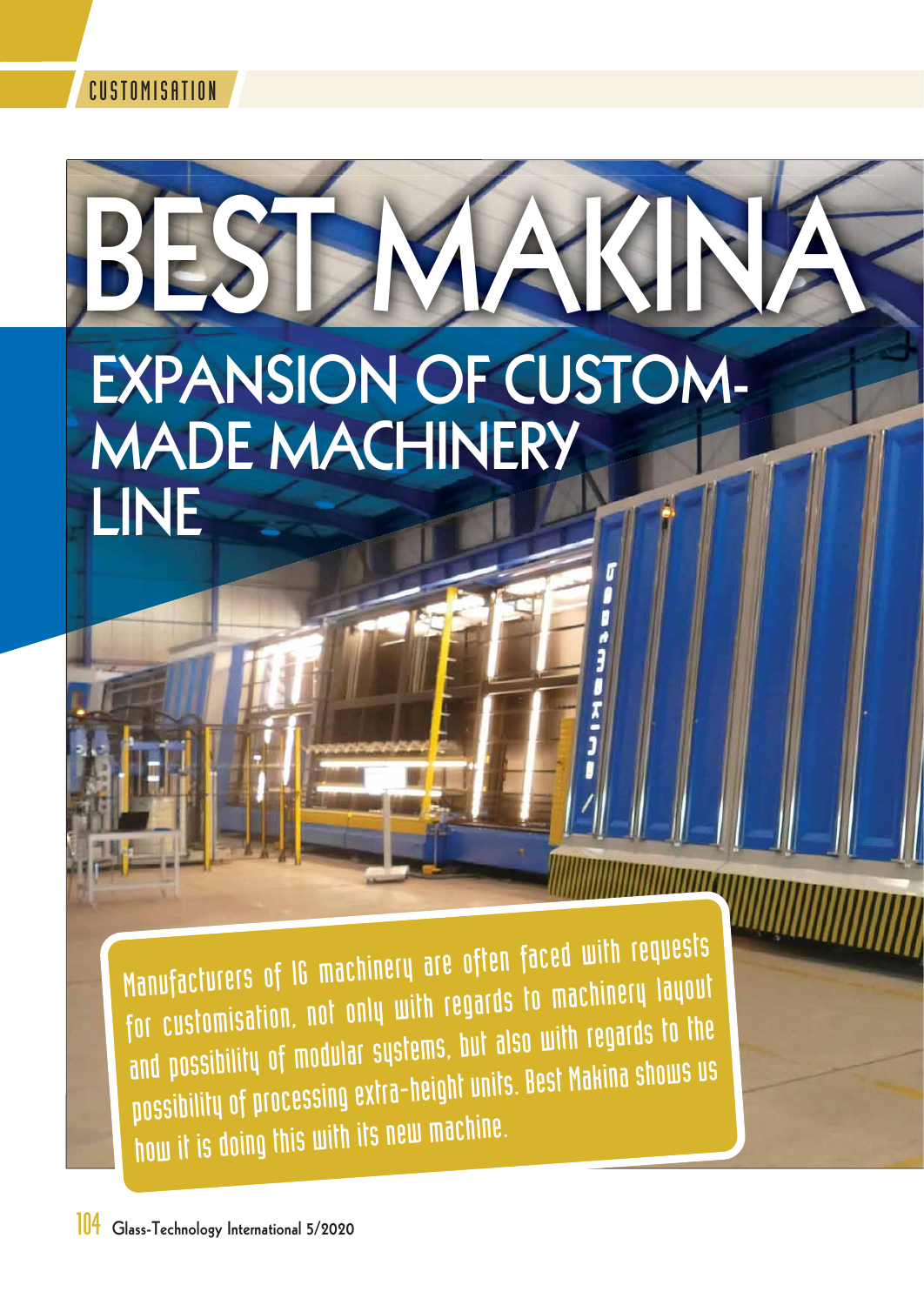# BEST MAKINA

## EXPANSION OF CUSTOM-MADE MACHINERY LINE

Manufacturers of IG machinery are often faced with requests for customisation, not only with regards to machinery layout and possibility of modular systems, but also with regards to the possibility of processing extra-height units. Best Makina shows us how it is doing this with its new machine.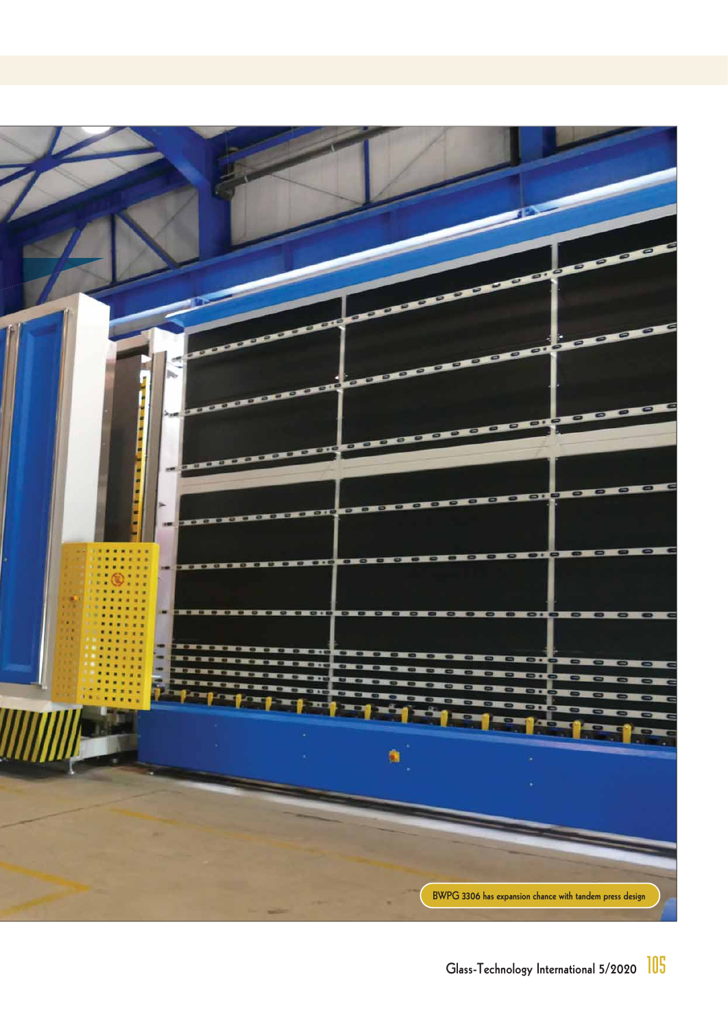BWPG 3306 has expansion chance with tandem press design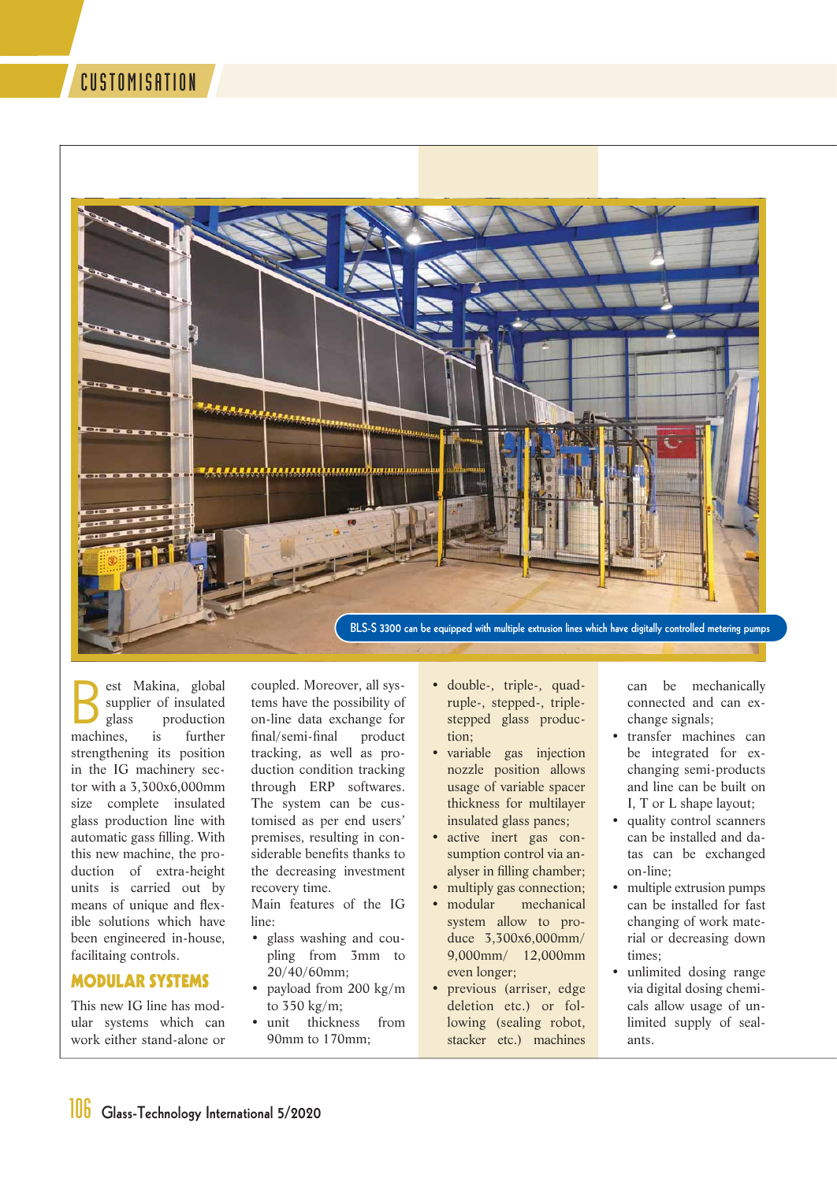BLS-S 3300 can be equipped with multiple extrusion lines which have digitally controlled metering pumps

Best Makina, global supplier of insulated glass production machines, is further strengthening its position in the IG machinery sector with a 3,300x6,000mm size complete insulated glass production line with automatic gass filling. With this new machine, the production of extra-height units is carried out by means of unique and flexible solutions which have been engineered in-house, facilitaing controls.

## MODULAR SYSTEMS

This new IG line has modular systems which can work either stand-alone or coupled. Moreover, all systems have the possibility of on-line data exchange for final/semi-final product tracking, as well as production condition tracking through ERP softwares. The system can be customised as per end users' premises, resulting in considerable benefits thanks to the decreasing investment recovery time.

Main features of the IG line:

- glass washing and coupling from 3mm to 20/40/60mm;
- payload from 200 kg/m to 350 kg/m;
- unit thickness from 90mm to 170mm;
- double-, triple-, quadruple-, stepped-, triple-stepped glass production;
- variable gas injection nozzle position allows usage of variable spacer thickness for multilayer insulated glass panes;
- active inert gas consumption control via analyser in filling chamber;
- multiply gas connection;
- modular mechanical system allow to produce 3,300x6,000mm/ 9,000mm/ 12,000mm even longer;
- previous (arriser, edge deletion etc.) or following (sealing robot, stacker etc.) machines can be mechanically connected and can exchange signals;
- transfer machines can be integrated for exchanging semi-products and line can be built on I, T or L shape layout;
- quality control scanners can be installed and datas can be exchanged on-line;
- multiple extrusion pumps can be installed for fast changing of work material or decreasing down times;
- unlimited dosing range via digital dosing chemicals allow usage of unlimited supply of sealants.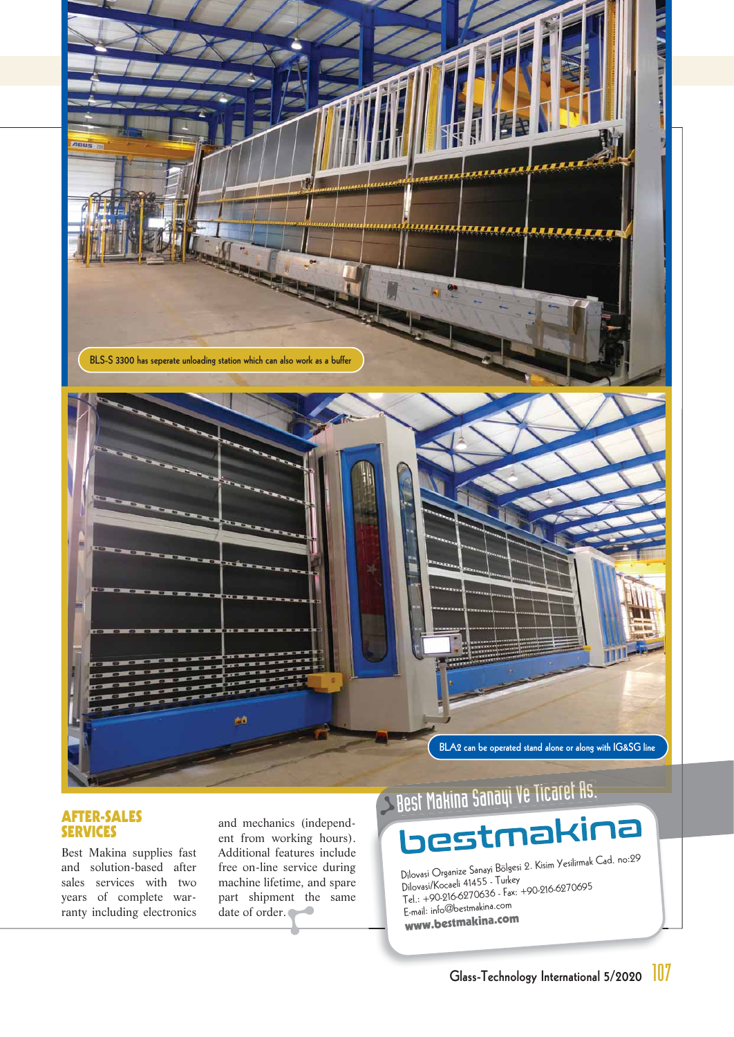BLS-S 3300 has seperate unloading station which can also work as a buffer

BLA2 can be operated stand alone or along with IG&SG line

## AFTER-SALES SERVICES

Best Makina supplies fast and solution-based after sales services with two years of complete warranty including electronics and mechanics (independent from working hours). Additional features include free on-line service during machine lifetime, and spare part shipment the same date of order.

Best Makina Sanayi Ve Ticaret As.

bestmakina

Dilovasi Organize Sanayi Bölgesi 2. Kisim Yesilirmak Cad. no:29
Dilovasi/Kocaeli 41455 - Turkey
Tel.: +90-216-6270636 - Fax: +90-216-6270695
E-mail: info@bestmakina.com
www.bestmakina.com